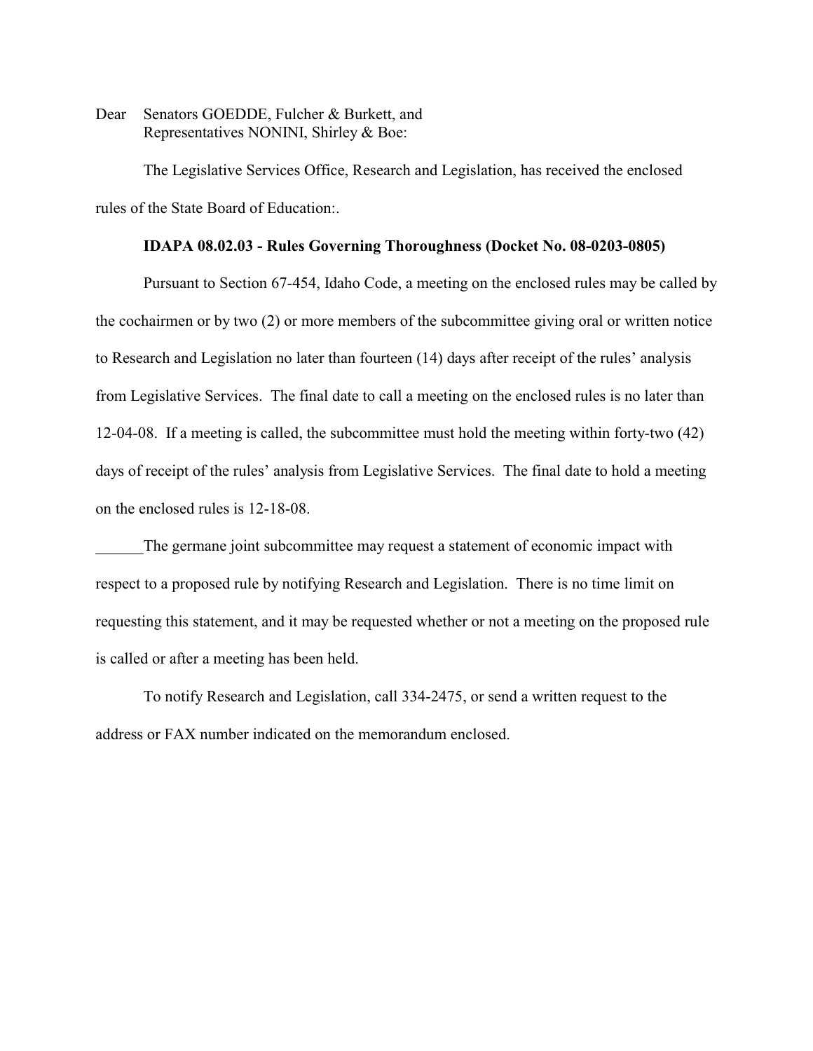Dear Senators GOEDDE, Fulcher & Burkett, and
Representatives NONINI, Shirley & Boe:

The Legislative Services Office, Research and Legislation, has received the enclosed rules of the State Board of Education:.

**IDAPA 08.02.03 - Rules Governing Thoroughness (Docket No. 08-0203-0805)**

Pursuant to Section 67-454, Idaho Code, a meeting on the enclosed rules may be called by the cochairmen or by two (2) or more members of the subcommittee giving oral or written notice to Research and Legislation no later than fourteen (14) days after receipt of the rules' analysis from Legislative Services. The final date to call a meeting on the enclosed rules is no later than 12-04-08. If a meeting is called, the subcommittee must hold the meeting within forty-two (42) days of receipt of the rules' analysis from Legislative Services. The final date to hold a meeting on the enclosed rules is 12-18-08.

______The germane joint subcommittee may request a statement of economic impact with respect to a proposed rule by notifying Research and Legislation. There is no time limit on requesting this statement, and it may be requested whether or not a meeting on the proposed rule is called or after a meeting has been held.

To notify Research and Legislation, call 334-2475, or send a written request to the address or FAX number indicated on the memorandum enclosed.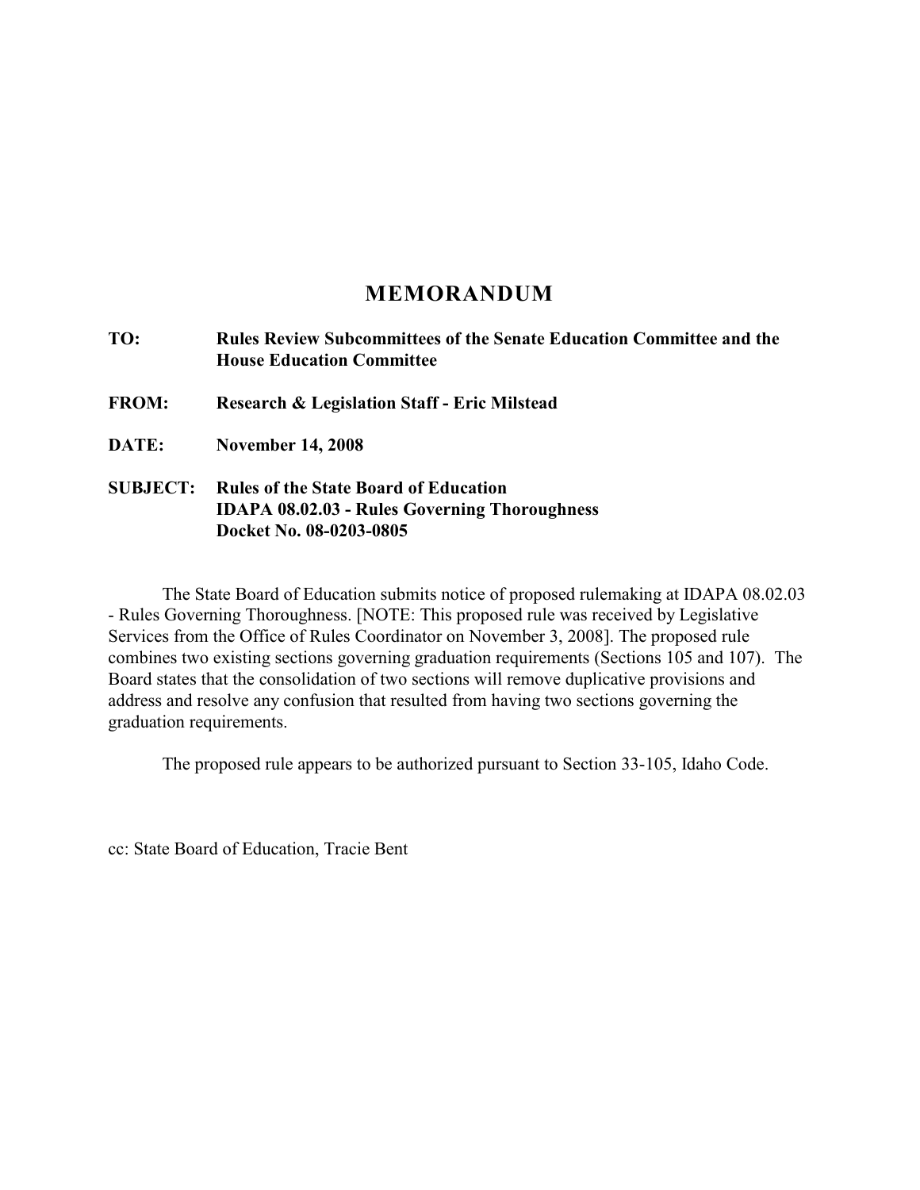# MEMORANDUM

**TO:** **Rules Review Subcommittees of the Senate Education Committee and the House Education Committee**

**FROM:** **Research & Legislation Staff - Eric Milstead**

**DATE:** **November 14, 2008**

**SUBJECT:** **Rules of the State Board of Education**
**IDAPA 08.02.03 - Rules Governing Thoroughness**
**Docket No. 08-0203-0805**

The State Board of Education submits notice of proposed rulemaking at IDAPA 08.02.03 - Rules Governing Thoroughness. [NOTE: This proposed rule was received by Legislative Services from the Office of Rules Coordinator on November 3, 2008]. The proposed rule combines two existing sections governing graduation requirements (Sections 105 and 107). The Board states that the consolidation of two sections will remove duplicative provisions and address and resolve any confusion that resulted from having two sections governing the graduation requirements.

The proposed rule appears to be authorized pursuant to Section 33-105, Idaho Code.

cc: State Board of Education, Tracie Bent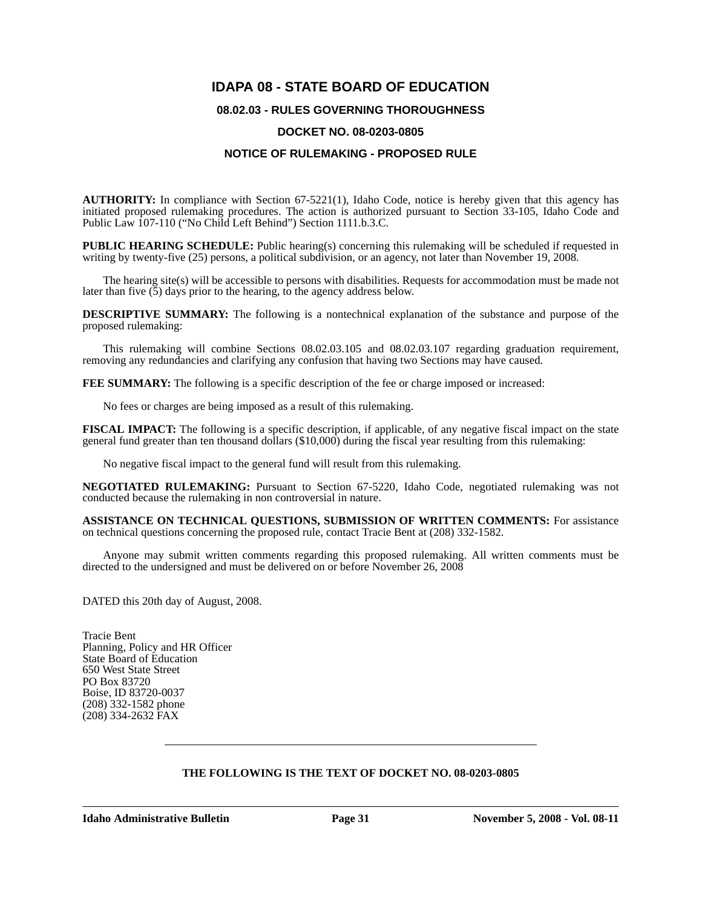# IDAPA 08 - STATE BOARD OF EDUCATION

## 08.02.03 - RULES GOVERNING THOROUGHNESS

## DOCKET NO. 08-0203-0805

## NOTICE OF RULEMAKING - PROPOSED RULE

**AUTHORITY:** In compliance with Section 67-5221(1), Idaho Code, notice is hereby given that this agency has initiated proposed rulemaking procedures. The action is authorized pursuant to Section 33-105, Idaho Code and Public Law 107-110 ("No Child Left Behind") Section 1111.b.3.C.

**PUBLIC HEARING SCHEDULE:** Public hearing(s) concerning this rulemaking will be scheduled if requested in writing by twenty-five (25) persons, a political subdivision, or an agency, not later than November 19, 2008.

The hearing site(s) will be accessible to persons with disabilities. Requests for accommodation must be made not later than five (5) days prior to the hearing, to the agency address below.

**DESCRIPTIVE SUMMARY:** The following is a nontechnical explanation of the substance and purpose of the proposed rulemaking:

This rulemaking will combine Sections 08.02.03.105 and 08.02.03.107 regarding graduation requirement, removing any redundancies and clarifying any confusion that having two Sections may have caused.

**FEE SUMMARY:** The following is a specific description of the fee or charge imposed or increased:

No fees or charges are being imposed as a result of this rulemaking.

**FISCAL IMPACT:** The following is a specific description, if applicable, of any negative fiscal impact on the state general fund greater than ten thousand dollars ($10,000) during the fiscal year resulting from this rulemaking:

No negative fiscal impact to the general fund will result from this rulemaking.

**NEGOTIATED RULEMAKING:** Pursuant to Section 67-5220, Idaho Code, negotiated rulemaking was not conducted because the rulemaking in non controversial in nature.

**ASSISTANCE ON TECHNICAL QUESTIONS, SUBMISSION OF WRITTEN COMMENTS:** For assistance on technical questions concerning the proposed rule, contact Tracie Bent at (208) 332-1582.

Anyone may submit written comments regarding this proposed rulemaking. All written comments must be directed to the undersigned and must be delivered on or before November 26, 2008

DATED this 20th day of August, 2008.

Tracie Bent
Planning, Policy and HR Officer
State Board of Education
650 West State Street
PO Box 83720
Boise, ID 83720-0037
(208) 332-1582 phone
(208) 334-2632 FAX

---

**THE FOLLOWING IS THE TEXT OF DOCKET NO. 08-0203-0805**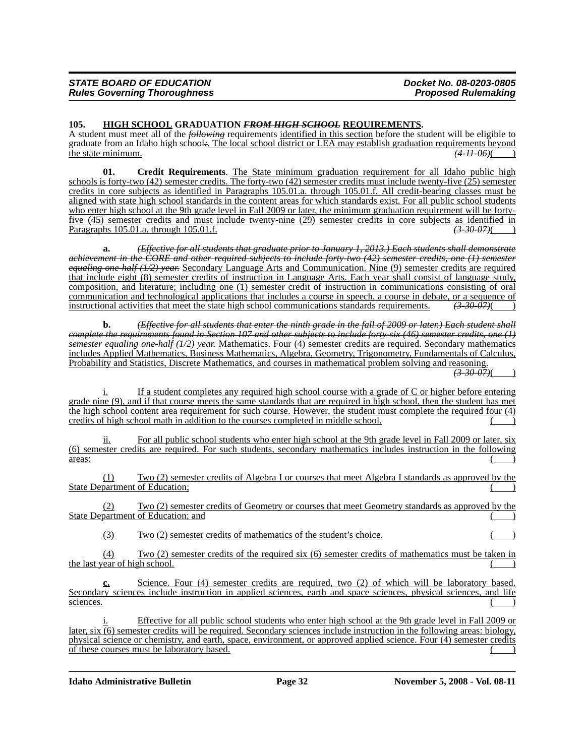**105. HIGH SCHOOL GRADUATION ~~FROM HIGH SCHOOL~~ REQUIREMENTS.**

A student must meet all of the *~~following~~* requirements identified in this section before the student will be eligible to graduate from an Idaho high school~~:~~. The local school district or LEA may establish graduation requirements beyond the state minimum. *~~(4-11-06)~~*( )

**01. Credit Requirements**. The State minimum graduation requirement for all Idaho public high schools is forty-two (42) semester credits. The forty-two (42) semester credits must include twenty-five (25) semester credits in core subjects as identified in Paragraphs 105.01.a. through 105.01.f. All credit-bearing classes must be aligned with state high school standards in the content areas for which standards exist. For all public school students who enter high school at the 9th grade level in Fall 2009 or later, the minimum graduation requirement will be forty-five (45) semester credits and must include twenty-nine (29) semester credits in core subjects as identified in Paragraphs 105.01.a. through 105.01.f. *~~(3-30-07)~~*( )

**a.** *~~(Effective for all students that graduate prior to January 1, 2013.) Each students shall demonstrate achievement in the CORE and other required subjects to include forty-two (42) semester credits, one (1) semester equaling one-half (1/2) year.~~* Secondary Language Arts and Communication. Nine (9) semester credits are required that include eight (8) semester credits of instruction in Language Arts. Each year shall consist of language study, composition, and literature; including one (1) semester credit of instruction in communications consisting of oral communication and technological applications that includes a course in speech, a course in debate, or a sequence of instructional activities that meet the state high school communications standards requirements. *~~(3-30-07)~~*( )

**b.** *~~(Effective for all students that enter the ninth grade in the fall of 2009 or later.) Each student shall complete the requirements found in Section 107 and other subjects to include forty-six (46) semester credits, one (1) semester equaling one-half (1/2) year.~~* Mathematics. Four (4) semester credits are required. Secondary mathematics includes Applied Mathematics, Business Mathematics, Algebra, Geometry, Trigonometry, Fundamentals of Calculus, Probability and Statistics, Discrete Mathematics, and courses in mathematical problem solving and reasoning. *~~(3-30-07)~~*( )

i. If a student completes any required high school course with a grade of C or higher before entering grade nine (9), and if that course meets the same standards that are required in high school, then the student has met the high school content area requirement for such course. However, the student must complete the required four (4) credits of high school math in addition to the courses completed in middle school. ( )

ii. For all public school students who enter high school at the 9th grade level in Fall 2009 or later, six (6) semester credits are required. For such students, secondary mathematics includes instruction in the following areas: ( )

(1) Two (2) semester credits of Algebra I or courses that meet Algebra I standards as approved by the State Department of Education; ( )

(2) Two (2) semester credits of Geometry or courses that meet Geometry standards as approved by the State Department of Education; and ( )

(3) Two (2) semester credits of mathematics of the student's choice. ( )

(4) Two (2) semester credits of the required six (6) semester credits of mathematics must be taken in the last year of high school. ( )

**c.** Science. Four (4) semester credits are required, two (2) of which will be laboratory based. Secondary sciences include instruction in applied sciences, earth and space sciences, physical sciences, and life sciences. ( )

i. Effective for all public school students who enter high school at the 9th grade level in Fall 2009 or later, six (6) semester credits will be required. Secondary sciences include instruction in the following areas: biology, physical science or chemistry, and earth, space, environment, or approved applied science. Four (4) semester credits of these courses must be laboratory based. ( )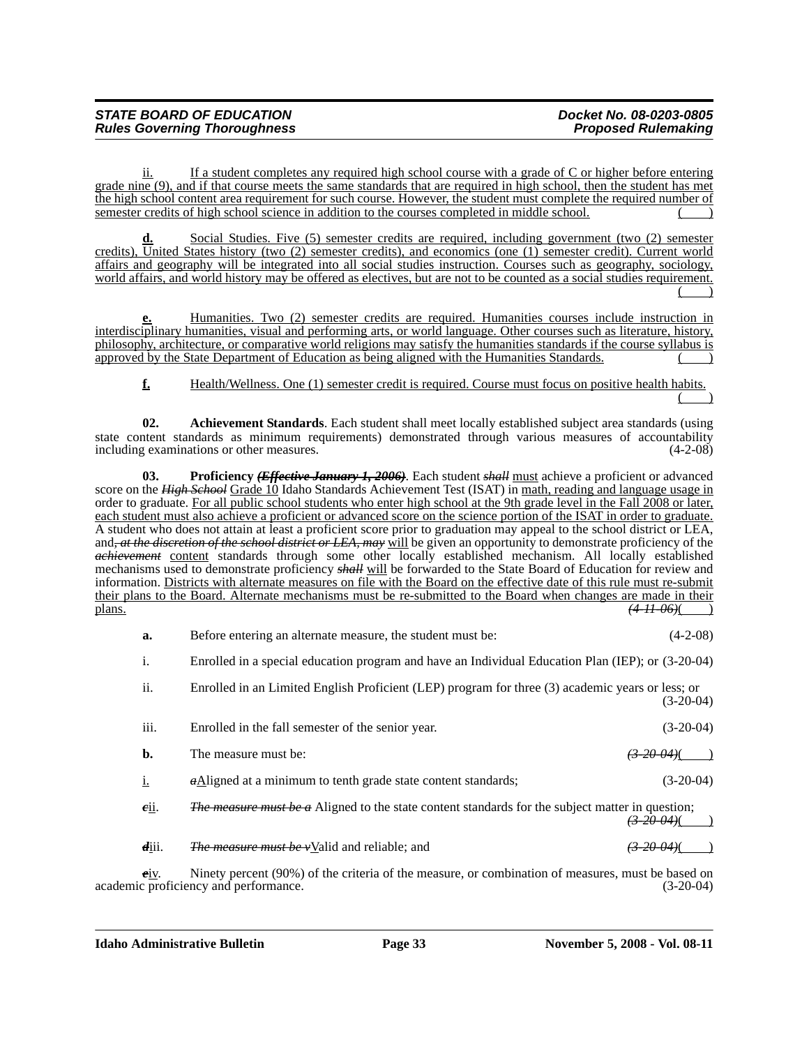ii. If a student completes any required high school course with a grade of C or higher before entering grade nine (9), and if that course meets the same standards that are required in high school, then the student has met the high school content area requirement for such course. However, the student must complete the required number of semester credits of high school science in addition to the courses completed in middle school. ( )

**d.** Social Studies. Five (5) semester credits are required, including government (two (2) semester credits), United States history (two (2) semester credits), and economics (one (1) semester credit). Current world affairs and geography will be integrated into all social studies instruction. Courses such as geography, sociology, world affairs, and world history may be offered as electives, but are not to be counted as a social studies requirement. ( )

**e.** Humanities. Two (2) semester credits are required. Humanities courses include instruction in interdisciplinary humanities, visual and performing arts, or world language. Other courses such as literature, history, philosophy, architecture, or comparative world religions may satisfy the humanities standards if the course syllabus is approved by the State Department of Education as being aligned with the Humanities Standards. ( )

**f.** Health/Wellness. One (1) semester credit is required. Course must focus on positive health habits. ( )

**02. Achievement Standards**. Each student shall meet locally established subject area standards (using state content standards as minimum requirements) demonstrated through various measures of accountability including examinations or other measures. (4-2-08)

**03. Proficiency *~~(Effective January 1, 2006)~~*.** Each student ~~*shall*~~ must achieve a proficient or advanced score on the ~~*High School*~~ Grade 10 Idaho Standards Achievement Test (ISAT) in math, reading and language usage in order to graduate. For all public school students who enter high school at the 9th grade level in the Fall 2008 or later, each student must also achieve a proficient or advanced score on the science portion of the ISAT in order to graduate. A student who does not attain at least a proficient score prior to graduation may appeal to the school district or LEA, and~~*, at the discretion of the school district or LEA, may*~~ will be given an opportunity to demonstrate proficiency of the ~~*achievement*~~ content standards through some other locally established mechanism. All locally established mechanisms used to demonstrate proficiency ~~*shall*~~ will be forwarded to the State Board of Education for review and information. Districts with alternate measures on file with the Board on the effective date of this rule must re-submit their plans to the Board. Alternate mechanisms must be re-submitted to the Board when changes are made in their plans. ~~*(4-11-06)*~~( )

**a.** Before entering an alternate measure, the student must be: (4-2-08)

i. Enrolled in a special education program and have an Individual Education Plan (IEP); or (3-20-04)

ii. Enrolled in an Limited English Proficient (LEP) program for three (3) academic years or less; or (3-20-04)

iii. Enrolled in the fall semester of the senior year. (3-20-04)

**b.** The measure must be: ~~*(3-20-04)*~~( )

i. ~~*a*~~Aligned at a minimum to tenth grade state content standards; (3-20-04)

~~*c*~~ii. ~~*The measure must be a*~~ Aligned to the state content standards for the subject matter in question; ~~*(3-20-04)*~~( )

~~*d*~~iii. ~~*The measure must be v*~~Valid and reliable; and ~~*(3-20-04)*~~( )

~~*e*~~iv. Ninety percent (90%) of the criteria of the measure, or combination of measures, must be based on academic proficiency and performance. (3-20-04)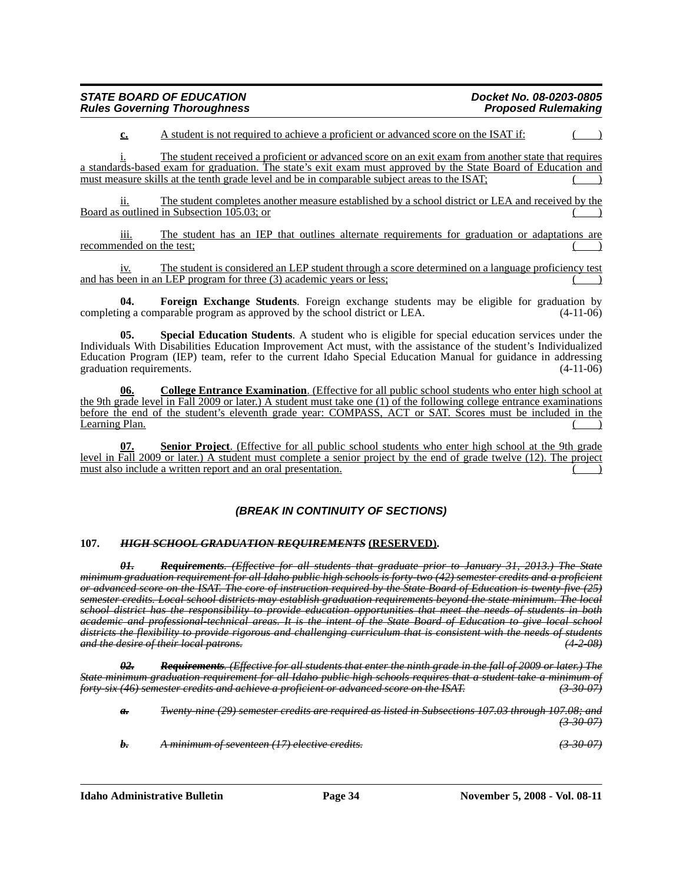**c.** A student is not required to achieve a proficient or advanced score on the ISAT if: ( )

i. The student received a proficient or advanced score on an exit exam from another state that requires a standards-based exam for graduation. The state's exit exam must approved by the State Board of Education and must measure skills at the tenth grade level and be in comparable subject areas to the ISAT; ( )

ii. The student completes another measure established by a school district or LEA and received by the Board as outlined in Subsection 105.03; or ( )

iii. The student has an IEP that outlines alternate requirements for graduation or adaptations are recommended on the test; ( )

iv. The student is considered an LEP student through a score determined on a language proficiency test and has been in an LEP program for three (3) academic years or less; ( )

**04. Foreign Exchange Students**. Foreign exchange students may be eligible for graduation by completing a comparable program as approved by the school district or LEA. (4-11-06)

**05. Special Education Students**. A student who is eligible for special education services under the Individuals With Disabilities Education Improvement Act must, with the assistance of the student's Individualized Education Program (IEP) team, refer to the current Idaho Special Education Manual for guidance in addressing graduation requirements. (4-11-06)

**06. College Entrance Examination**. (Effective for all public school students who enter high school at the 9th grade level in Fall 2009 or later.) A student must take one (1) of the following college entrance examinations before the end of the student's eleventh grade year: COMPASS, ACT or SAT. Scores must be included in the Learning Plan. ( )

**07. Senior Project**. (Effective for all public school students who enter high school at the 9th grade level in Fall 2009 or later.) A student must complete a senior project by the end of grade twelve (12). The project must also include a written report and an oral presentation. ( )

***(BREAK IN CONTINUITY OF SECTIONS)***

**107. ~~*HIGH SCHOOL GRADUATION REQUIREMENTS*~~ (RESERVED).**

~~***01. Requirements**. (Effective for all students that graduate prior to January 31, 2013.) The State minimum graduation requirement for all Idaho public high schools is forty-two (42) semester credits and a proficient or advanced score on the ISAT. The core of instruction required by the State Board of Education is twenty-five (25) semester credits. Local school districts may establish graduation requirements beyond the state minimum. The local school district has the responsibility to provide education opportunities that meet the needs of students in both academic and professional-technical areas. It is the intent of the State Board of Education to give local school districts the flexibility to provide rigorous and challenging curriculum that is consistent with the needs of students and the desire of their local patrons. (4-2-08)*~~

~~***02. Requirements**. (Effective for all students that enter the ninth grade in the fall of 2009 or later.) The State minimum graduation requirement for all Idaho public high schools requires that a student take a minimum of forty-six (46) semester credits and achieve a proficient or advanced score on the ISAT. (3-30-07)*~~

~~***a.** Twenty-nine (29) semester credits are required as listed in Subsections 107.03 through 107.08; and (3-30-07)*~~

~~***b.** A minimum of seventeen (17) elective credits. (3-30-07)*~~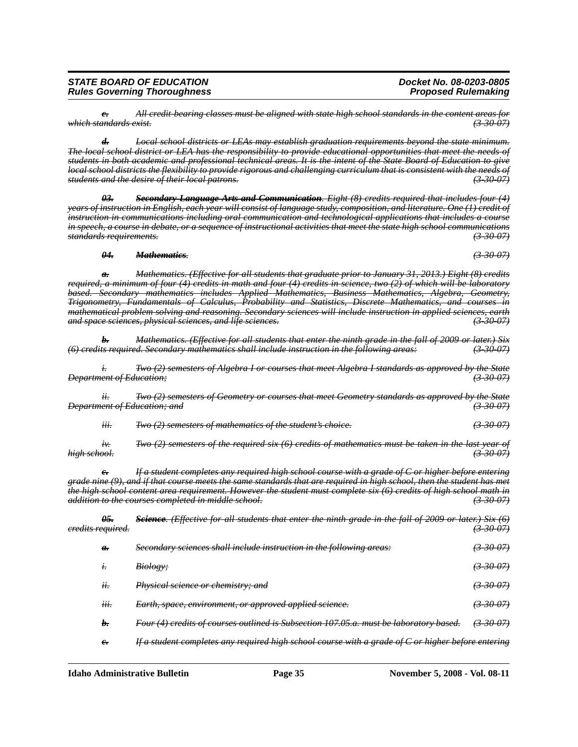~~*c. All credit-bearing classes must be aligned with state high school standards in the content areas for which standards exist.*~~ ~~*(3-30-07)*~~

~~*d. Local school districts or LEAs may establish graduation requirements beyond the state minimum. The local school district or LEA has the responsibility to provide educational opportunities that meet the needs of students in both academic and professional technical areas. It is the intent of the State Board of Education to give local school districts the flexibility to provide rigorous and challenging curriculum that is consistent with the needs of students and the desire of their local patrons.*~~ ~~*(3-30-07)*~~

~~***03. Secondary Language Arts and Communication**. Eight (8) credits required that includes four (4) years of instruction in English, each year will consist of language study, composition, and literature. One (1) credit of instruction in communications including oral communication and technological applications that includes a course in speech, a course in debate, or a sequence of instructional activities that meet the state high school communications standards requirements.*~~ ~~*(3-30-07)*~~

~~***04. Mathematics**.*~~ ~~*(3-30-07)*~~

~~*a. Mathematics. (Effective for all students that graduate prior to January 31, 2013.) Eight (8) credits required, a minimum of four (4) credits in math and four (4) credits in science, two (2) of which will be laboratory based. Secondary mathematics includes Applied Mathematics, Business Mathematics, Algebra, Geometry, Trigonometry, Fundamentals of Calculus, Probability and Statistics, Discrete Mathematics, and courses in mathematical problem solving and reasoning. Secondary sciences will include instruction in applied sciences, earth and space sciences, physical sciences, and life sciences.*~~ ~~*(3-30-07)*~~

~~*b. Mathematics. (Effective for all students that enter the ninth grade in the fall of 2009 or later.) Six (6) credits required. Secondary mathematics shall include instruction in the following areas:*~~ ~~*(3-30-07)*~~

~~*i. Two (2) semesters of Algebra I or courses that meet Algebra I standards as approved by the State Department of Education;*~~ ~~*(3-30-07)*~~

~~*ii. Two (2) semesters of Geometry or courses that meet Geometry standards as approved by the State Department of Education; and*~~ ~~*(3-30-07)*~~

~~*iii. Two (2) semesters of mathematics of the student's choice.*~~ ~~*(3-30-07)*~~

~~*iv. Two (2) semesters of the required six (6) credits of mathematics must be taken in the last year of high school.*~~ ~~*(3-30-07)*~~

~~*c. If a student completes any required high school course with a grade of C or higher before entering grade nine (9), and if that course meets the same standards that are required in high school, then the student has met the high school content area requirement. However the student must complete six (6) credits of high school math in addition to the courses completed in middle school.*~~ ~~*(3-30-07)*~~

~~***05. Science**. (Effective for all students that enter the ninth grade in the fall of 2009 or later.) Six (6) credits required.*~~ ~~*(3-30-07)*~~

~~*a. Secondary sciences shall include instruction in the following areas:*~~ ~~*(3-30-07)*~~

~~*i. Biology;*~~ ~~*(3-30-07)*~~

~~*ii. Physical science or chemistry; and*~~ ~~*(3-30-07)*~~

~~*iii. Earth, space, environment, or approved applied science.*~~ ~~*(3-30-07)*~~

~~*b. Four (4) credits of courses outlined is Subsection 107.05.a. must be laboratory based.*~~ ~~*(3-30-07)*~~

~~*c. If a student completes any required high school course with a grade of C or higher before entering*~~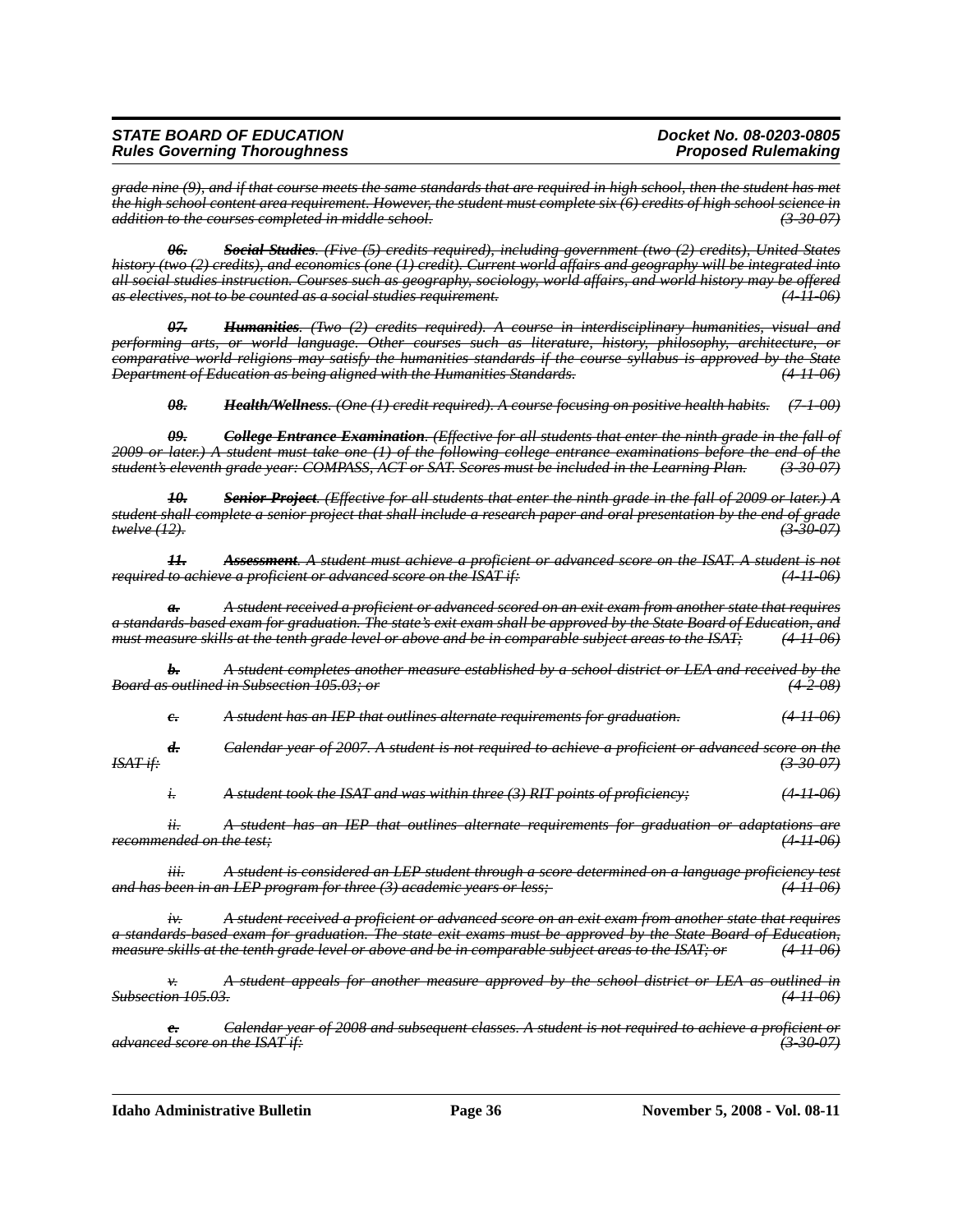~~*grade nine (9), and if that course meets the same standards that are required in high school, then the student has met the high school content area requirement. However, the student must complete six (6) credits of high school science in addition to the courses completed in middle school.*~~ ~~*(3-30-07)*~~

~~***06.*** ***Social Studies**. (Five (5) credits required), including government (two (2) credits), United States history (two (2) credits), and economics (one (1) credit). Current world affairs and geography will be integrated into all social studies instruction. Courses such as geography, sociology, world affairs, and world history may be offered as electives, not to be counted as a social studies requirement.*~~ ~~*(4-11-06)*~~

~~***07.*** ***Humanities**. (Two (2) credits required). A course in interdisciplinary humanities, visual and performing arts, or world language. Other courses such as literature, history, philosophy, architecture, or comparative world religions may satisfy the humanities standards if the course syllabus is approved by the State Department of Education as being aligned with the Humanities Standards.*~~ ~~*(4-11-06)*~~

~~***08.*** ***Health/Wellness**. (One (1) credit required). A course focusing on positive health habits.*~~ ~~*(7-1-00)*~~

~~***09.*** ***College Entrance Examination**. (Effective for all students that enter the ninth grade in the fall of 2009 or later.) A student must take one (1) of the following college entrance examinations before the end of the student's eleventh grade year: COMPASS, ACT or SAT. Scores must be included in the Learning Plan.*~~ ~~*(3-30-07)*~~

~~***10.*** ***Senior Project**. (Effective for all students that enter the ninth grade in the fall of 2009 or later.) A student shall complete a senior project that shall include a research paper and oral presentation by the end of grade twelve (12).*~~ ~~*(3-30-07)*~~

~~***11.*** ***Assessment**. A student must achieve a proficient or advanced score on the ISAT. A student is not required to achieve a proficient or advanced score on the ISAT if:*~~ ~~*(4-11-06)*~~

~~***a.*** *A student received a proficient or advanced scored on an exit exam from another state that requires a standards-based exam for graduation. The state's exit exam shall be approved by the State Board of Education, and must measure skills at the tenth grade level or above and be in comparable subject areas to the ISAT;*~~ ~~*(4-11-06)*~~

~~***b.*** *A student completes another measure established by a school district or LEA and received by the Board as outlined in Subsection 105.03; or*~~ ~~*(4-2-08)*~~

~~***c.*** *A student has an IEP that outlines alternate requirements for graduation.*~~ ~~*(4-11-06)*~~

~~***d.*** *Calendar year of 2007. A student is not required to achieve a proficient or advanced score on the ISAT if:*~~ ~~*(3-30-07)*~~

~~*i.* *A student took the ISAT and was within three (3) RIT points of proficiency;*~~ ~~*(4-11-06)*~~

~~*ii.* *A student has an IEP that outlines alternate requirements for graduation or adaptations are recommended on the test;*~~ ~~*(4-11-06)*~~

~~*iii.* *A student is considered an LEP student through a score determined on a language proficiency test and has been in an LEP program for three (3) academic years or less;*~~ ~~*(4-11-06)*~~

~~*iv.* *A student received a proficient or advanced score on an exit exam from another state that requires a standards-based exam for graduation. The state exit exams must be approved by the State Board of Education, measure skills at the tenth grade level or above and be in comparable subject areas to the ISAT; or*~~ ~~*(4-11-06)*~~

~~*v.* *A student appeals for another measure approved by the school district or LEA as outlined in Subsection 105.03.*~~ ~~*(4-11-06)*~~

~~***e.*** *Calendar year of 2008 and subsequent classes. A student is not required to achieve a proficient or advanced score on the ISAT if:*~~ ~~*(3-30-07)*~~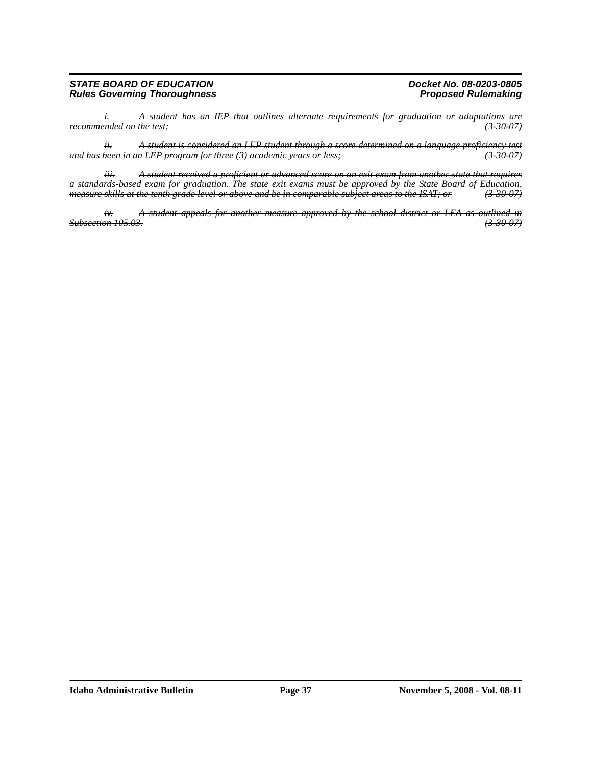~~*i. A student has an IEP that outlines alternate requirements for graduation or adaptations are recommended on the test; (3-30-07)*~~

~~*ii. A student is considered an LEP student through a score determined on a language proficiency test and has been in an LEP program for three (3) academic years or less; (3-30-07)*~~

~~*iii. A student received a proficient or advanced score on an exit exam from another state that requires a standards-based exam for graduation. The state exit exams must be approved by the State Board of Education, measure skills at the tenth grade level or above and be in comparable subject areas to the ISAT; or (3-30-07)*~~

~~*iv. A student appeals for another measure approved by the school district or LEA as outlined in Subsection 105.03. (3-30-07)*~~